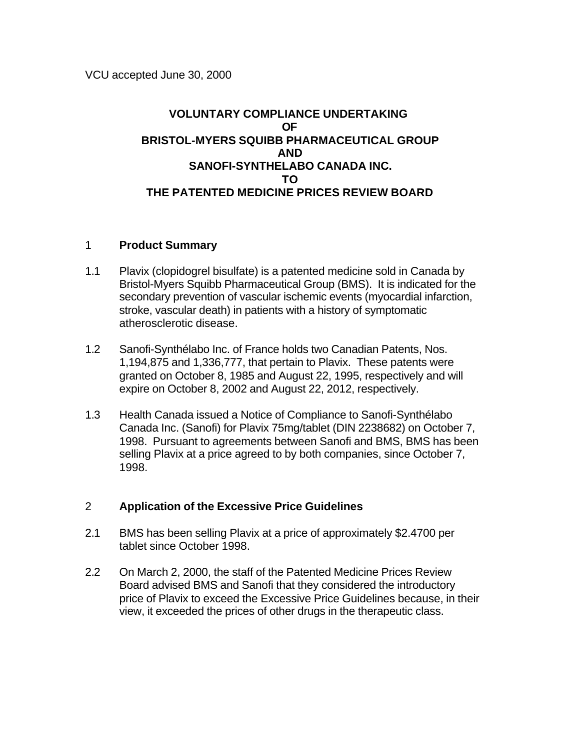VCU accepted June 30, 2000

# VOLUNTARY COMPLIANCE UNDERTAKING OF BRISTOL-MYERS SQUIBB PHARMACEUTICAL GROUP AND SANOFI-SYNTHELABO CANADA INC. TO THE PATENTED MEDICINE PRICES REVIEW BOARD

## 1 Product Summary

1.1 Plavix (clopidogrel bisulfate) is a patented medicine sold in Canada by Bristol-Myers Squibb Pharmaceutical Group (BMS). It is indicated for the secondary prevention of vascular ischemic events (myocardial infarction, stroke, vascular death) in patients with a history of symptomatic atherosclerotic disease.

1.2 Sanofi-Synthélabo Inc. of France holds two Canadian Patents, Nos. 1,194,875 and 1,336,777, that pertain to Plavix. These patents were granted on October 8, 1985 and August 22, 1995, respectively and will expire on October 8, 2002 and August 22, 2012, respectively.

1.3 Health Canada issued a Notice of Compliance to Sanofi-Synthélabo Canada Inc. (Sanofi) for Plavix 75mg/tablet (DIN 2238682) on October 7, 1998. Pursuant to agreements between Sanofi and BMS, BMS has been selling Plavix at a price agreed to by both companies, since October 7, 1998.

## 2 Application of the Excessive Price Guidelines

2.1 BMS has been selling Plavix at a price of approximately $2.4700 per tablet since October 1998.

2.2 On March 2, 2000, the staff of the Patented Medicine Prices Review Board advised BMS and Sanofi that they considered the introductory price of Plavix to exceed the Excessive Price Guidelines because, in their view, it exceeded the prices of other drugs in the therapeutic class.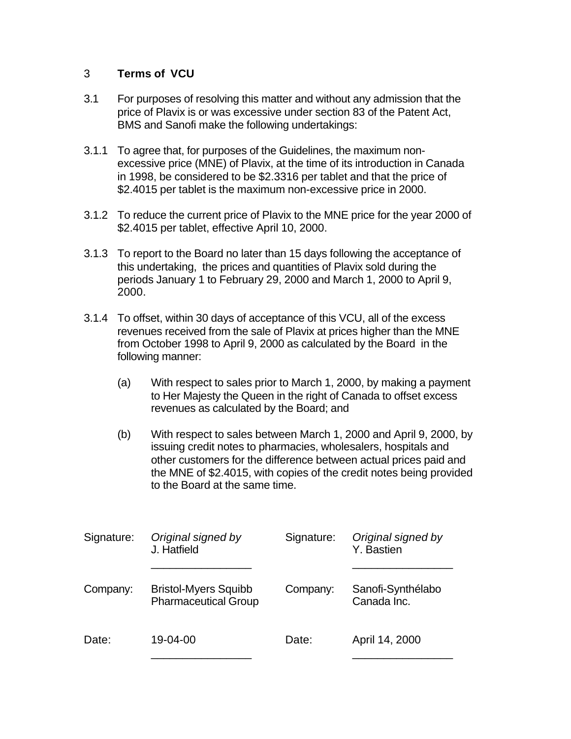## 3 Terms of VCU

3.1 For purposes of resolving this matter and without any admission that the price of Plavix is or was excessive under section 83 of the Patent Act, BMS and Sanofi make the following undertakings:

3.1.1 To agree that, for purposes of the Guidelines, the maximum non-excessive price (MNE) of Plavix, at the time of its introduction in Canada in 1998, be considered to be $2.3316 per tablet and that the price of $2.4015 per tablet is the maximum non-excessive price in 2000.

3.1.2 To reduce the current price of Plavix to the MNE price for the year 2000 of $2.4015 per tablet, effective April 10, 2000.

3.1.3 To report to the Board no later than 15 days following the acceptance of this undertaking, the prices and quantities of Plavix sold during the periods January 1 to February 29, 2000 and March 1, 2000 to April 9, 2000.

3.1.4 To offset, within 30 days of acceptance of this VCU, all of the excess revenues received from the sale of Plavix at prices higher than the MNE from October 1998 to April 9, 2000 as calculated by the Board in the following manner:

(a) With respect to sales prior to March 1, 2000, by making a payment to Her Majesty the Queen in the right of Canada to offset excess revenues as calculated by the Board; and

(b) With respect to sales between March 1, 2000 and April 9, 2000, by issuing credit notes to pharmacies, wholesalers, hospitals and other customers for the difference between actual prices paid and the MNE of $2.4015, with copies of the credit notes being provided to the Board at the same time.

| | | | |
|---|---|---|---|
| Signature: | *Original signed by* J. Hatfield | Signature: | *Original signed by* Y. Bastien |
| Company: | Bristol-Myers Squibb Pharmaceutical Group | Company: | Sanofi-Synthélabo Canada Inc. |
| Date: | 19-04-00 | Date: | April 14, 2000 |